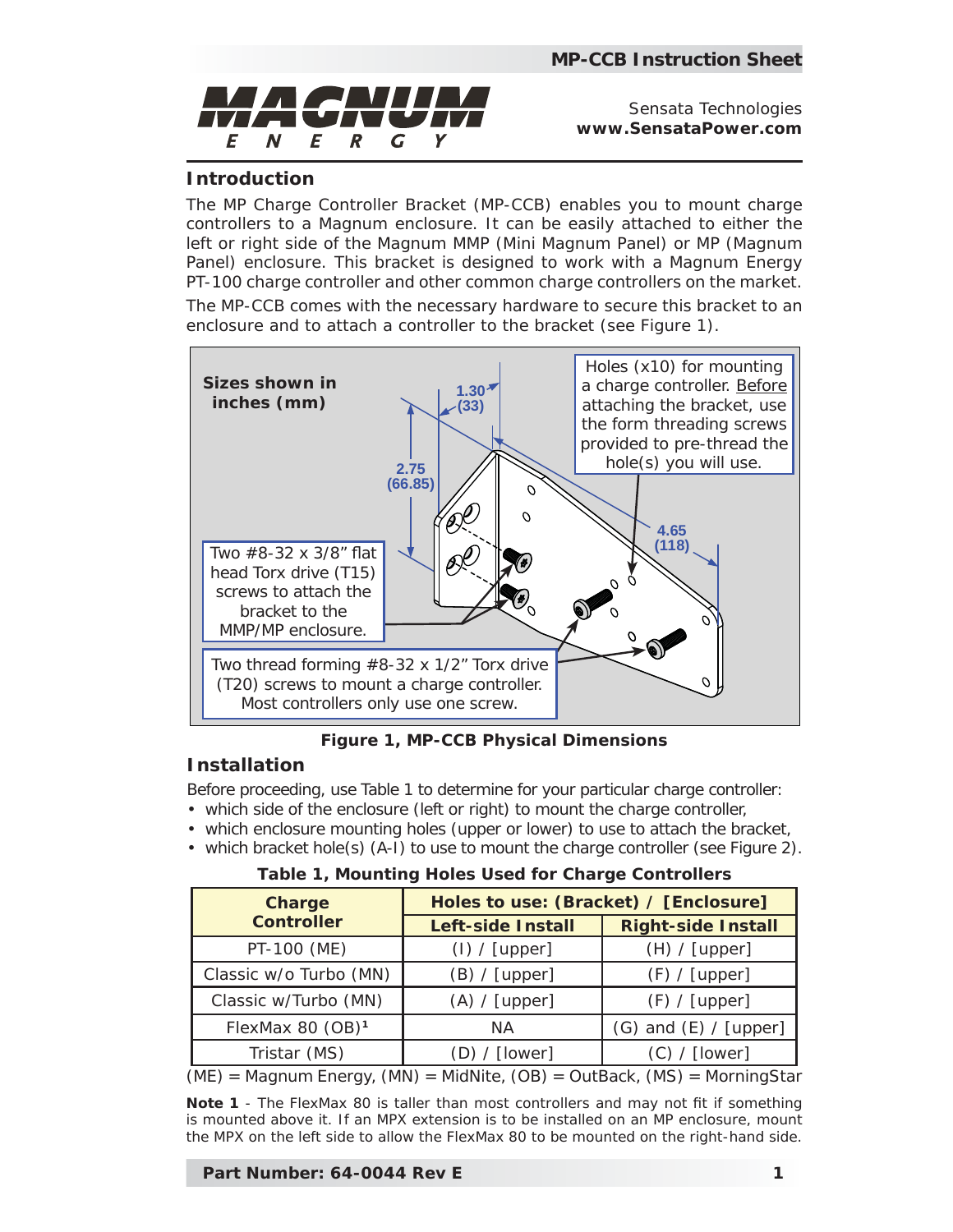MAGNUM ENERGY

Sensata Technologies
**www.SensataPower.com**

## Introduction

The MP Charge Controller Bracket (MP-CCB) enables you to mount charge controllers to a Magnum enclosure. It can be easily attached to either the left or right side of the Magnum MMP (Mini Magnum Panel) or MP (Magnum Panel) enclosure. This bracket is designed to work with a Magnum Energy PT-100 charge controller and other common charge controllers on the market.

The MP-CCB comes with the necessary hardware to secure this bracket to an enclosure and to attach a controller to the bracket (see Figure 1).

**Sizes shown in inches (mm)**

1.30 (33)

2.75 (66.85)

4.65 (118)

Holes (x10) for mounting a charge controller. Before attaching the bracket, use the form threading screws provided to pre-thread the hole(s) you will use.

Two #8-32 x 3/8" flat head Torx drive (T15) screws to attach the bracket to the MMP/MP enclosure.

Two thread forming #8-32 x 1/2" Torx drive (T20) screws to mount a charge controller. Most controllers only use one screw.

**Figure 1, MP-CCB Physical Dimensions**

## Installation

Before proceeding, use Table 1 to determine for your particular charge controller:

- which side of the enclosure (left or right) to mount the charge controller,
- which enclosure mounting holes (upper or lower) to use to attach the bracket,
- which bracket hole(s) (A-I) to use to mount the charge controller (see Figure 2).

**Table 1, Mounting Holes Used for Charge Controllers**

| Charge Controller | Holes to use: (Bracket) / [Enclosure] | |
|---|---|---|
| | Left-side Install | Right-side Install |
| PT-100 (ME) | (I) / [upper] | (H) / [upper] |
| Classic w/o Turbo (MN) | (B) / [upper] | (F) / [upper] |
| Classic w/Turbo (MN) | (A) / [upper] | (F) / [upper] |
| FlexMax 80 (OB)[1] | NA | (G) and (E) / [upper] |
| Tristar (MS) | (D) / [lower] | (C) / [lower] |

(ME) = Magnum Energy, (MN) = MidNite, (OB) = OutBack, (MS) = MorningStar

**Note 1** - The FlexMax 80 is taller than most controllers and may not fit if something is mounted above it. If an MPX extension is to be installed on an MP enclosure, mount the MPX on the left side to allow the FlexMax 80 to be mounted on the right-hand side.

**Part Number: 64-0044 Rev E**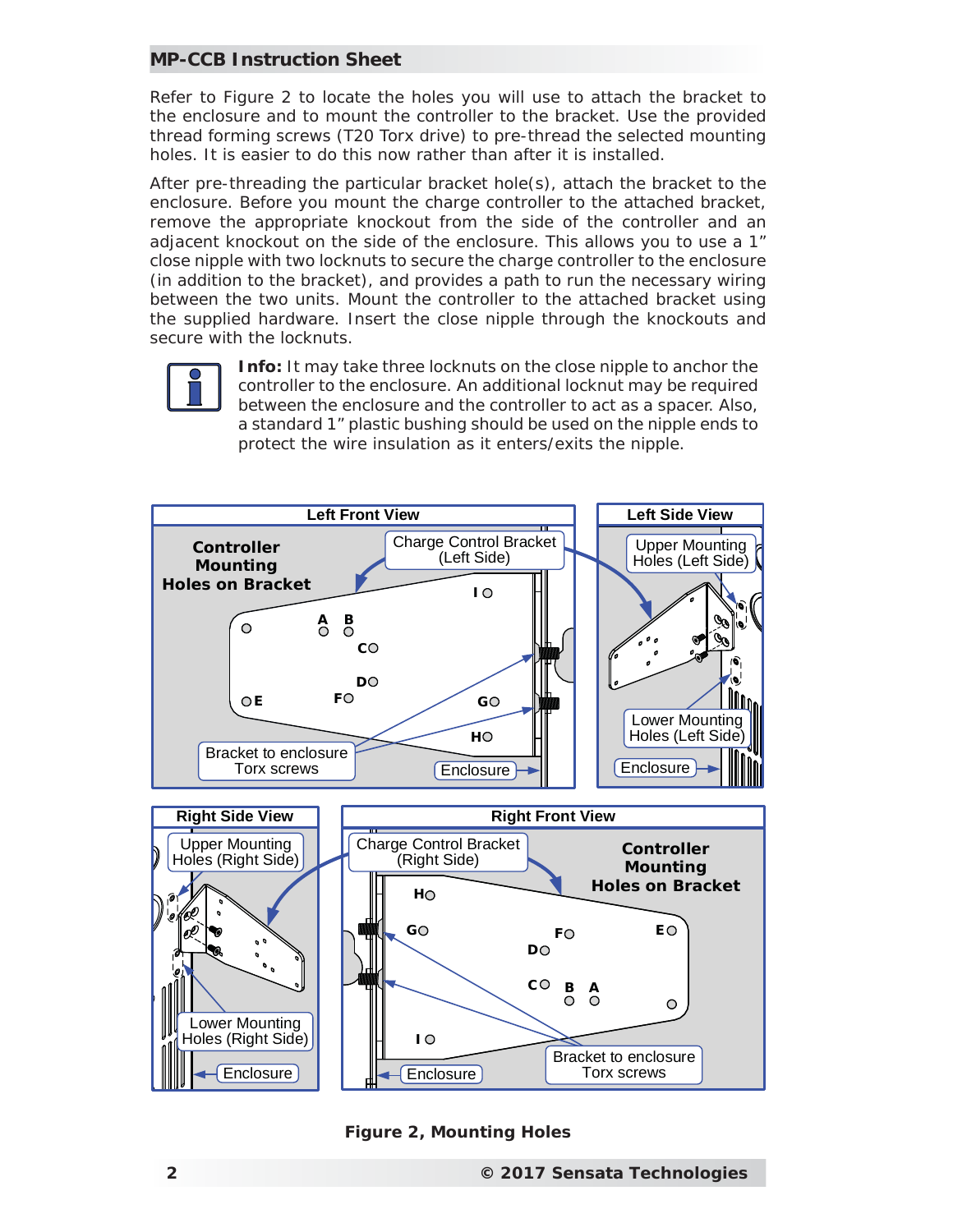Refer to Figure 2 to locate the holes you will use to attach the bracket to the enclosure and to mount the controller to the bracket. Use the provided thread forming screws (T20 Torx drive) to pre-thread the selected mounting holes. It is easier to do this now rather than after it is installed.

After pre-threading the particular bracket hole(s), attach the bracket to the enclosure. Before you mount the charge controller to the attached bracket, remove the appropriate knockout from the side of the controller and an adjacent knockout on the side of the enclosure. This allows you to use a 1" close nipple with two locknuts to secure the charge controller to the enclosure (in addition to the bracket), and provides a path to run the necessary wiring between the two units. Mount the controller to the attached bracket using the supplied hardware. Insert the close nipple through the knockouts and secure with the locknuts.

**Info:** It may take three locknuts on the close nipple to anchor the controller to the enclosure. An additional locknut may be required between the enclosure and the controller to act as a spacer. Also, a standard 1" plastic bushing should be used on the nipple ends to protect the wire insulation as it enters/exits the nipple.

Left Front View
Controller Mounting Holes on Bracket
Charge Control Bracket (Left Side)
I
A B
C
D
E F
G
H
Bracket to enclosure Torx screws
Enclosure

Left Side View
Upper Mounting Holes (Left Side)
Lower Mounting Holes (Left Side)
Enclosure

Right Side View
Upper Mounting Holes (Right Side)
Lower Mounting Holes (Right Side)
Enclosure

Right Front View
Charge Control Bracket (Right Side)
Controller Mounting Holes on Bracket
H
G
F
E
D
C B A
I
Enclosure
Bracket to enclosure Torx screws

**Figure 2, Mounting Holes**